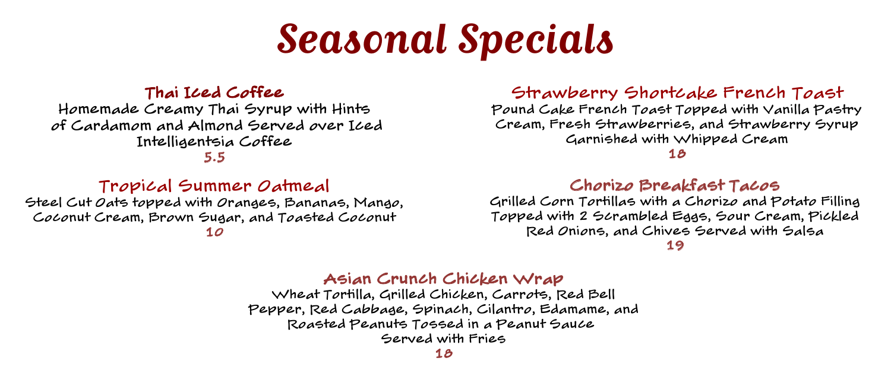# Seasonal Specials

## Thai Iced Coffee

Homemade Creamy Thai Syrup with Hints of Cardamom and Almond Served over Iced Intelligentsia Coffee

5.5

## Tropical Summer Oatmeal

Steel Cut Oats topped with Oranges, Bananas, Mango, Coconut Cream, Brown Sugar, and Toasted Coconut

10

## Strawberry Shortcake French Toast

Pound Cake French Toast Topped with Vanilla Pastry Cream, Fresh Strawberries, and Strawberry Syrup Garnished with Whipped Cream

18

## Chorizo Breakfast Tacos

Grilled Corn Tortillas with a Chorizo and Potato Filling Topped with 2 Scrambled Eggs, Sour Cream, Pickled Red Onions, and Chives Served with Salsa

19

## Asian Crunch Chicken Wrap

Wheat Tortilla, Grilled Chicken, Carrots, Red Bell Pepper, Red Cabbage, Spinach, Cilantro, Edamame, and Roasted Peanuts Tossed in a Peanut Sauce Served with Fries

18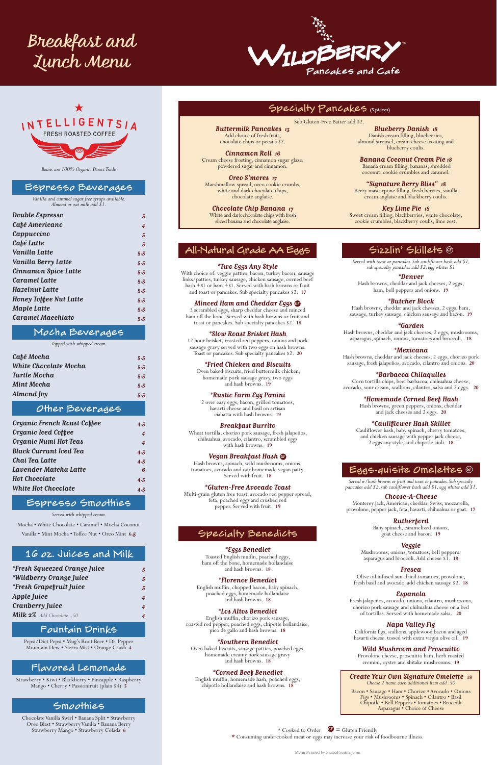# Breakfast and Lunch Menu

# WILDBERRY™ Pancakes and Cafe

INTELLIGENTSIA FRESH ROASTED COFFEE

*Beans are 100% Organic Direct Trade*

## Espresso Beverages

*Vanilla and caramel sugar free syrups available. Almond or oat milk add $1.*

| | |
|---|---|
| Double Espresso | 3 |
| Café Americano | 4 |
| Cappuccino | 5 |
| Café Latte | 5 |
| Vanilla Latte | 5.5 |
| Vanilla Berry Latte | 5.5 |
| Cinnamon Spice Latte | 5.5 |
| Caramel Latte | 5.5 |
| Hazelnut Latte | 5.5 |
| Honey Toffee Nut Latte | 5.5 |
| Maple Latte | 5.5 |
| Caramel Macchiato | 5.5 |

## Mocha Beverages

*Topped with whipped cream.*

| | |
|---|---|
| Café Mocha | 5.5 |
| White Chocolate Mocha | 5.5 |
| Turtle Mocha | 5.5 |
| Mint Mocha | 5.5 |
| Almond Joy | 5.5 |

## Other Beverages

| | |
|---|---|
| Organic French Roast Coffee | 4.5 |
| Organic Iced Coffee | 4 |
| Organic Numi Hot Teas | 4 |
| Black Currant Iced Tea | 4.5 |
| Chai Tea Latte | 4.5 |
| Lavender Matcha Latte | 6 |
| Hot Chocolate | 4.5 |
| White Hot Chocolate | 4.5 |

## Espresso Smoothies

*Served with whipped cream.*

Mocha • White Chocolate • Caramel • Mocha Coconut Vanilla • Mint Mocha • Toffee Nut • Oreo Mint **6.5**

## 16 oz. Juices and Milk

| | |
|---|---|
| *Fresh Squeezed Orange Juice | 5 |
| *Wildberry Orange Juice | 5 |
| *Fresh Grapefruit Juice | 5 |
| Apple Juice | 4 |
| Cranberry Juice | 4 |
| Milk 2% *Add Chocolate .50* | 4 |

## Fountain Drinks

Pepsi/Diet Pepsi • Mug's Root Beer • Dr. Pepper Mountain Dew • Sierra Mist • Orange Crush **4**

## Flavored Lemonade

Strawberry • Kiwi • Blackberry • Pineapple • Raspberry Mango • Cherry • Passionfruit (plain $4) **5**

## Smoothies

Chocolate Vanilla Swirl • Banana Split • Strawberry Oreo Blast • Strawberry Vanilla • Banana Berry Strawberry Mango • Strawberry Colada **6**

## Specialty Pancakes (5 pieces)

Sub Gluten-Free Batter add $2.

**Buttermilk Pancakes 13**
Add choice of fresh fruit, chocolate chips or pecans $2.

**Cinnamon Roll 16**
Cream cheese frosting, cinnamon sugar glaze, powdered sugar and cinnamon.

**Oreo S'mores 17**
Marshmallow spread, oreo cookie crumbs, white and dark chocolate chips, chocolate anglaise.

**Chocolate Chip Banana 17**
White and dark chocolate chips with fresh sliced banana and chocolate anglaise.

**Blueberry Danish 18**
Danish cream filling, blueberries, almond streusel, cream cheese frosting and blueberry coulis.

**Banana Coconut Cream Pie 18**
Banana cream filling, bananas, shredded coconut, cookie crumbles and caramel.

**"Signature Berry Bliss" 18**
Berry mascarpone filling, fresh berries, vanilla cream anglaise and blackberry coulis.

**Key Lime Pie 18**
Sweet cream filling, blackberries, white chocolate, cookie crumbles, blackberry coulis, lime zest.

## All-Natural Grade AA Eggs

**\*Two Eggs Any Style**
With choice of: veggie patties, bacon, turkey bacon, sausage links/patties, turkey sausage, chicken sausage, corned beef hash +$1 or ham +$1. Served with hash browns or fruit and toast or pancakes. Sub specialty pancakes $2. **17**

**Minced Ham and Cheddar Eggs (GF)**
3 scrambled eggs, sharp cheddar cheese and minced ham off the bone. Served with hash browns or fruit and toast or pancakes. Sub specialty pancakes $2. **18**

**\*Slow Roast Brisket Hash**
12 hour brisket, roasted red peppers, onions and pork sausage gravy served with two eggs on hash browns. Toast or pancakes. Sub specialty pancakes $2. **20**

**\*Fried Chicken and Biscuits**
Oven baked biscuits, fried buttermilk chicken, homemade pork sausage gravy, two eggs and hash browns. **19**

**\*Rustic Farm Egg Panini**
2 over easy eggs, bacon, grilled tomatoes, havarti cheese and basil on artisan ciabatta with hash browns. **19**

**Breakfast Burrito**
Wheat tortilla, chorizo pork sausage, fresh jalapeños, chihuahua, avocado, cilantro, scrambled eggs with hash browns. **19**

**Vegan Breakfast Hash (GF)**
Hash browns, spinach, wild mushrooms, onions, tomatoes, avocado and our homemade vegan patty. Served with fruit. **18**

**\*Gluten-Free Avocado Toast**
Multi-grain gluten free toast, avocado red pepper spread, feta, poached eggs and crushed red pepper. Served with fruit. **19**

## Specialty Benedicts

**\*Eggs Benedict**
Toasted English muffin, poached eggs, ham off the bone, homemade hollandaise and hash browns. **18**

**\*Florence Benedict**
English muffin, chopped bacon, baby spinach, poached eggs, homemade hollandaise and hash browns. **18**

**\*Los Altos Benedict**
English muffin, chorizo pork sausage, roasted red pepper, poached eggs, chipotle hollandaise, pico de gallo and hash browns. **18**

**\*Southern Benedict**
Oven baked biscuits, sausage patties, poached eggs, homemade creamy pork sausage gravy and hash browns. **18**

**\*Corned Beef Benedict**
English muffin, homemade hash, poached eggs, chipotle hollandaise and hash browns. **18**

## Sizzlin' Skillets (GF)

*Served with toast or pancakes. Sub cauliflower hash add $1, sub specialty pancakes add $2, egg whites $1*

**\*Denver**
Hash browns, cheddar and jack cheeses, 2 eggs, ham, bell peppers and onions. **19**

**\*Butcher Block**
Hash browns, cheddar and jack cheeses, 2 eggs, ham, sausage, turkey sausage, chicken sausage and bacon. **19**

**\*Garden**
Hash browns, cheddar and jack cheeses, 2 eggs, mushrooms, asparagus, spinach, onions, tomatoes and broccoli. **18**

**\*Mexicana**
Hash browns, cheddar and jack cheeses, 2 eggs, chorizo pork sausage, fresh jalapeños, avocado, cilantro and onions. **20**

**\*Barbacoa Chilaquiles**
Corn tortilla chips, beef barbacoa, chihuahua cheese, avocado, sour cream, scallions, cilantro, salsa and 2 eggs. **20**

**\*Homemade Corned Beef Hash**
Hash browns, green peppers, onions, cheddar and jack cheeses and 2 eggs. **20**

**\*Cauliflower Hash Skillet**
Cauliflower hash, baby spinach, cherry tomatoes, and chicken sausage with pepper jack cheese, 2 eggs any style, and chipotle aioli. **18**

## Eggs-quisite Omelettes (GF)

*Served w/hash browns or fruit and toast or pancakes. Sub specialty pancakes add $2, sub cauliflower hash add $1, egg whites add $1.*

**Choose-A-Cheese**
Monterey jack, American, cheddar, Swiss, mozzarella, provolone, pepper jack, feta, havarti, chihuahua or goat. **17**

**Rutherford**
Baby spinach, caramelized onions, goat cheese and bacon. **19**

**Veggie**
Mushrooms, onions, tomatoes, bell peppers, asparagus and broccoli. Add cheese $1. **18**

**Fresca**
Olive oil infused sun-dried tomatoes, provolone, fresh basil and avocado. add chicken sausage $2. **18**

**Espanola**
Fresh jalapeños, avocado, onions, cilantro, mushrooms, chorizo pork sausage and chihuahua cheese on a bed of tortillas. Served with homemade salsa. **20**

**Napa Valley Fig**
California figs, scallions, applewood bacon and aged havarti cheese. tossed with extra virgin olive oil. **19**

**Wild Mushroom and Proscuitto**
Provolone cheese, proscuitto ham, herb roasted cremini, oyster and shitake mushrooms. **19**

**Create Your Own Signature Omelette 18**
*Choose 2 items. each additional item add .50*

Bacon • Sausage • Ham • Chorizo • Avocado • Onions Figs • Mushrooms • Spinach • Cilantro • Basil Chipotle • Bell Peppers • Tomatoes • Broccoli Asparagus • Choice of Cheese

\* Cooked to Order (GF) = Gluten Friendly

\* Consuming undercooked meat or eggs may increase your risk of foodbourne illness.

Menu Printed by BizazzPrinting.com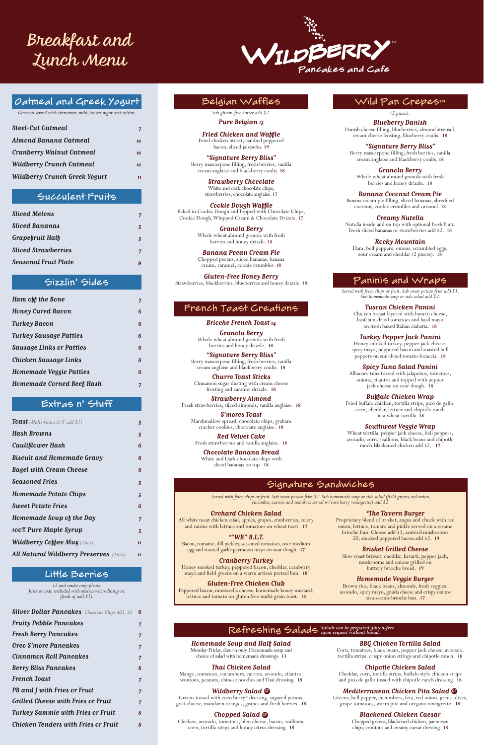# Breakfast and Lunch Menu

# WILDBERRY™ Pancakes and Cafe

## Oatmeal and Greek Yogurt

*Oatmeal served with cinnamon, milk, brown sugar and raisins.*

| | |
|---|---|
| Steel-Cut Oatmeal | 7 |
| Almond Banana Oatmeal | 10 |
| Cranberry Walnut Oatmeal | 10 |
| Wildberry Crunch Oatmeal | 10 |
| Wildberry Crunch Greek Yogurt | 11 |

## Succulent Fruits

| | |
|---|---|
| Sliced Melons | 7 |
| Sliced Bananas | 5 |
| Grapefruit Half | 5 |
| Sliced Strawberries | 7 |
| Seasonal Fruit Plate | 9 |

## Sizzlin' Sides

| | |
|---|---|
| Ham off the Bone | 7 |
| Honey Cured Bacon | 6 |
| Turkey Bacon | 6 |
| Turkey Sausage Patties | 6 |
| Sausage Links or Patties | 6 |
| Chicken Sausage Links | 6 |
| Homemade Veggie Patties | 6 |
| Homemade Corned Beef Hash | 7 |

## Extras n' Stuff

| | |
|---|---|
| Toast *(Multi-Grain G/F add $1)* | 5 |
| Hash Browns | 5 |
| Cauliflower Hash | 6 |
| Biscuit and Homemade Gravy | 6 |
| Bagel with Cream Cheese | 6 |
| Seasoned Fries | 5 |
| Homemade Potato Chips | 5 |
| Sweet Potato Fries | 6 |
| Homemade Soup of the Day | 7 |
| 100% Pure Maple Syrup | 3 |
| Wildberry Coffee Mug *(16oz)* | 11 |
| All Natural Wildberry Preserves *(16oz)* | 11 |

## Little Berries

*12 and under only please.*
*Juice or soda included with entrees when dining in.*
*(fresh oj add $1).*

| | |
|---|---|
| Silver Dollar Pancakes *Chocolate Chips Add .50* | 6 |
| Fruity Pebble Pancakes | 7 |
| Fresh Berry Pancakes | 7 |
| Oreo S'more Pancakes | 7 |
| Cinnamon Roll Pancakes | 7 |
| Berry Bliss Pancakes | 8 |
| French Toast | 7 |
| PB and J with Fries or Fruit | 7 |
| Grilled Cheese with Fries or Fruit | 7 |
| Turkey Sammie with Fries or Fruit | 8 |
| Chicken Tenders with Fries or Fruit | 8 |

## Belgian Waffles

*Sub gluten-free batter add $2.*

**Pure Belgian** 13

**Fried Chicken and Waffle**
Fried chicken breast, candied peppered bacon, sliced jalepeño. 19

**"Signature Berry Bliss"**
Berry mascarpone filling, fresh berries, vanilla cream anglaise and blackberry coulis. 18

**Strawberry Chocolate**
White and dark chocolate chips, strawberries, chocolate anglaise. 17

**Cookie Dough Waffle**
Baked in Cookie Dough and Topped with Chocolate Chips, Cookie Dough, Whipped Cream & Chocolate Drizzle. 17

**Granola Berry**
Whole wheat almond granola with fresh berries and honey drizzle. 18

**Banana Pecan Cream Pie**
Chopped pecans, sliced bananas, banana cream, caramel, cookie crumbles. 18

**Gluten-Free Honey Berry**
Strawberries, blackberries, blueberries and honey drizzle. 18

## French Toast Creations

**Brioche French Toast** 14

**Granola Berry**
Whole wheat almond granola with fresh berries and honey drizzle. 18

**"Signature Berry Bliss"**
Berry mascarpone filling, fresh berries, vanilla cream anglaise and blackberry coulis. 18

**Churro Toast Sticks**
Cinnamon sugar dusting with cream cheese frosting and caramel drizzle. 18

**Strawberry Almond**
Fresh strawberries, sliced almonds, vanilla anglaise. 18

**S'mores Toast**
Marshmallow spread, chocolate chips, graham cracker cookies, chocolate anglaise. 18

**Red Velvet Cake**
Fresh strawberries and vanilla anglaise. 18

**Chocolate Banana Bread**
White and Dark chocolate chips with sliced bananas on top. 18

## Wild Pan Crepes™

*(3 pieces).*

**Blueberry Danish**
Danish cheese filling, blueberries, almond streusel, cream cheese frosting, blueberry coulis. 18

**"Signature Berry Bliss"**
Berry mascarpone filling, fresh berries, vanilla cream anglaise and blackberry coulis. 18

**Granola Berry**
Whole wheat almond granola with fresh berries and honey drizzle. 18

**Banana Coconut Cream Pie**
Banana cream pie filling, sliced bananas, shredded coconut, cookie crumbles and caramel. 18

**Creamy Nutella**
Nutella inside and on top with optional fresh fruit. Fresh sliced bananas or strawberries add $2. 18

**Rocky Mountain**
Ham, bell peppers, onions, scrambled eggs, sour cream and cheddar (2 pieces). 18

## Paninis and Wraps

*Served with fries, chips or fruit. Sub sweet potato fries add $1. Sub homemade soup or side salad add $2.*

**Tuscan Chicken Panini**
Chicken breast layered with havarti cheese, basil sun-dried tomatoes and basil mayo on fresh baked Italian ciabatta. 18

**Turkey Pepper Jack Panini**
Honey smoked turkey, pepper jack cheese, spicy mayo, peppered bacon and roasted bell peppers on sun-dried tomato focaccia. 18

**Spicy Tuna Salad Panini**
Albacore tuna tossed with jalapeños, tomatoes, onions, cilantro and topped with pepper jack cheese on sour dough. 18

**Buffalo Chicken Wrap**
Fried buffalo chicken, tortilla strips, pico de gallo, corn, cheddar, lettuce and chipotle ranch in a wheat tortilla. 18

**Southwest Veggie Wrap**
Wheat tortilla, pepper jack cheese, bell peppers, avocado, corn, scallions, black beans and chipotle ranch. Blackened chicken add $2. 17

## Signature Sandwiches

*Served with fries, chips or fruit. Sub sweet potato fries $1. Sub homemade soup or side salad (field greens, red onion, cucumber, carrots and tomatoes served w/coco berry vinaigrette) add $2.*

**Orchard Chicken Salad**
All white meat chicken salad, apples, grapes, cranberries, celery and raisins with lettuce and tomatoes on wheat toast. 17

***"WB" B.L.T.**
Bacon, romaine, dill pickles, seasoned tomatoes, over medium egg and roasted garlic parmesan mayo on sour dough. 17

**Cranberry Turkey**
Honey smoked turkey, peppered bacon, cheddar, cranberry mayo and field greens on a warm artisan pretzel bun. 18

**Gluten-Free Chicken Club**
Peppered bacon, mozzarella cheese, homemade honey mustard, lettuce and tomato on gluten free multi-grain toast. 18

***The Tavern Burger**
Proprietary blend of brisket, angus and chuck with red onion, lettuce, tomato and pickle served on a sesame brioche bun. Cheese add $1, sautéed mushrooms .50, smoked peppered bacon add $2. 19

**Brisket Grilled Cheese**
Slow roast brisket, cheddar, havarti, pepper jack, mushrooms and onions grilled on buttery brioche bread. 19

**Homemade Veggie Burger**
Brown rice, black beans, almonds, fresh veggies, avocado, spicy mayo, gouda cheese and crispy onions on a sesame brioche bun. 17

## Refreshing Salads

*Salads can be prepared gluten-free upon request without bread.*

**Homemade Soup and Half Salad**
Monday-Friday, dine-in only. Homemade soup and choice of salad with homemade dressings. 13

**Thai Chicken Salad**
Mango, tomatoes, cucumbers, carrots, avocado, cilantro, wontons, peanuts, chinese noodles and Thai dressing. 18

**Wildberry Salad** (GF)
Greens tossed with coco berry© dressing, sugared pecans, goat cheese, mandarin oranges, grapes and fresh berries. 18

**Chopped Salad** (GF)
Chicken, avocado, tomatoes, bleu cheese, bacon, scallions, corn, tortilla strips and honey citrus dressing. 18

**BBQ Chicken Tortilla Salad**
Corn, tomatoes, black beans, pepper jack cheese, avocado, tortilla strips, crispy onion strings and chipotle ranch. 18

**Chipotle Chicken Salad**
Cheddar, corn, tortilla strips, buffalo style chicken strips and pico de gallo tossed with chipotle ranch dressing. 18

**Mediterranean Chicken Pita Salad** (GF)
Greens, bell pepper, cucumbers, feta, red onion, greek olives, grape tomatoes, warm pita and oregano vinaigrette. 18

**Blackened Chicken Caesar**
Chopped greens, blackened chicken, parmesan chips, croutons and creamy caesar dressing. 18